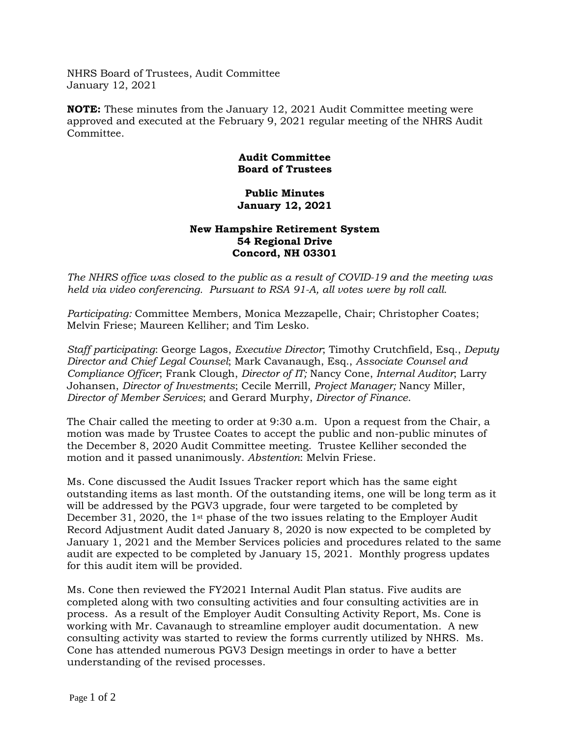NHRS Board of Trustees, Audit Committee
January 12, 2021

**NOTE:** These minutes from the January 12, 2021 Audit Committee meeting were approved and executed at the February 9, 2021 regular meeting of the NHRS Audit Committee.

**Audit Committee**
**Board of Trustees**

**Public Minutes**
**January 12, 2021**

**New Hampshire Retirement System**
**54 Regional Drive**
**Concord, NH 03301**

*The NHRS office was closed to the public as a result of COVID-19 and the meeting was held via video conferencing. Pursuant to RSA 91-A, all votes were by roll call.*

*Participating:* Committee Members, Monica Mezzapelle, Chair; Christopher Coates; Melvin Friese; Maureen Kelliher; and Tim Lesko.

*Staff participating*: George Lagos, *Executive Director*; Timothy Crutchfield, Esq., *Deputy Director and Chief Legal Counsel*; Mark Cavanaugh, Esq., *Associate Counsel and Compliance Officer*; Frank Clough, *Director of IT;* Nancy Cone, *Internal Auditor*; Larry Johansen, *Director of Investments*; Cecile Merrill, *Project Manager;* Nancy Miller, *Director of Member Services*; and Gerard Murphy, *Director of Finance*.

The Chair called the meeting to order at 9:30 a.m. Upon a request from the Chair, a motion was made by Trustee Coates to accept the public and non-public minutes of the December 8, 2020 Audit Committee meeting. Trustee Kelliher seconded the motion and it passed unanimously. *Abstention*: Melvin Friese.

Ms. Cone discussed the Audit Issues Tracker report which has the same eight outstanding items as last month. Of the outstanding items, one will be long term as it will be addressed by the PGV3 upgrade, four were targeted to be completed by December 31, 2020, the 1st phase of the two issues relating to the Employer Audit Record Adjustment Audit dated January 8, 2020 is now expected to be completed by January 1, 2021 and the Member Services policies and procedures related to the same audit are expected to be completed by January 15, 2021. Monthly progress updates for this audit item will be provided.

Ms. Cone then reviewed the FY2021 Internal Audit Plan status. Five audits are completed along with two consulting activities and four consulting activities are in process. As a result of the Employer Audit Consulting Activity Report, Ms. Cone is working with Mr. Cavanaugh to streamline employer audit documentation. A new consulting activity was started to review the forms currently utilized by NHRS. Ms. Cone has attended numerous PGV3 Design meetings in order to have a better understanding of the revised processes.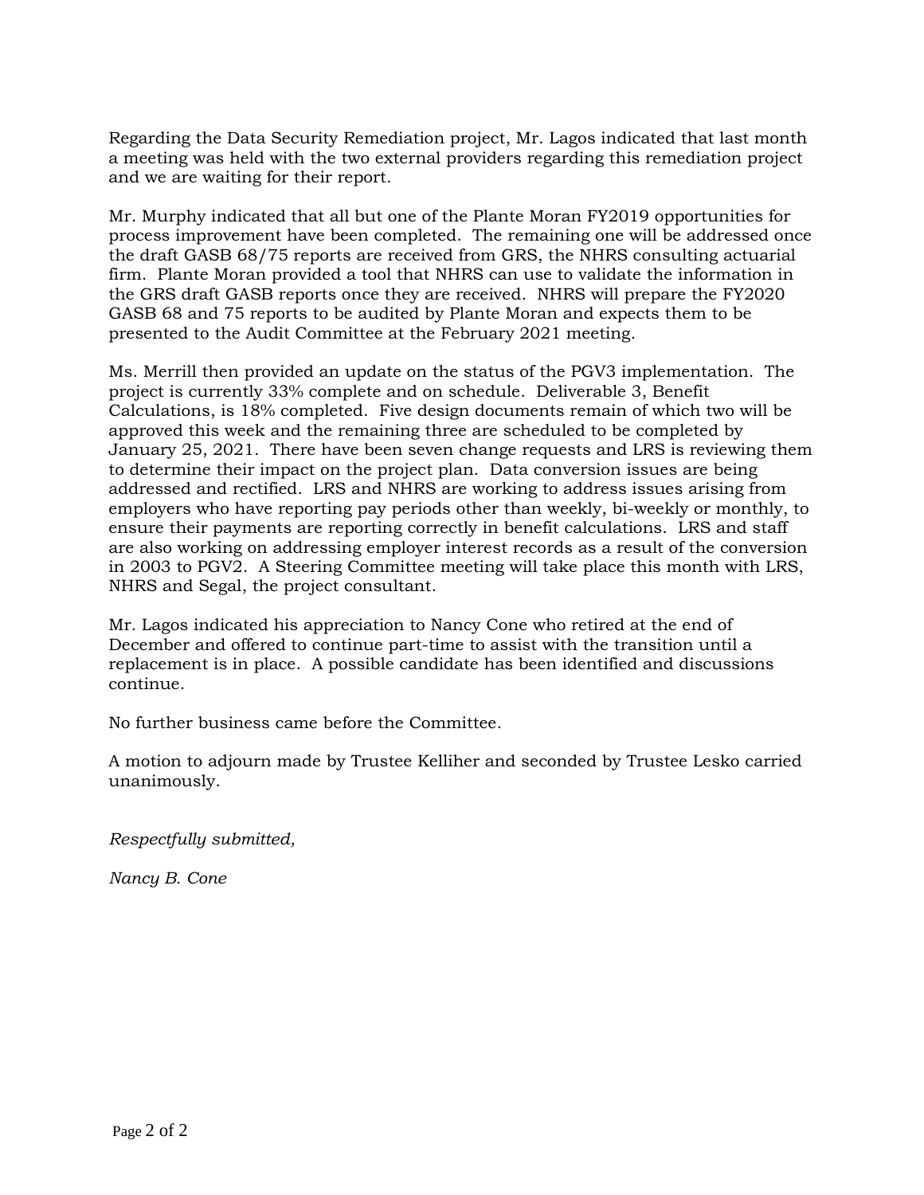Regarding the Data Security Remediation project, Mr. Lagos indicated that last month a meeting was held with the two external providers regarding this remediation project and we are waiting for their report.

Mr. Murphy indicated that all but one of the Plante Moran FY2019 opportunities for process improvement have been completed. The remaining one will be addressed once the draft GASB 68/75 reports are received from GRS, the NHRS consulting actuarial firm. Plante Moran provided a tool that NHRS can use to validate the information in the GRS draft GASB reports once they are received. NHRS will prepare the FY2020 GASB 68 and 75 reports to be audited by Plante Moran and expects them to be presented to the Audit Committee at the February 2021 meeting.

Ms. Merrill then provided an update on the status of the PGV3 implementation. The project is currently 33% complete and on schedule. Deliverable 3, Benefit Calculations, is 18% completed. Five design documents remain of which two will be approved this week and the remaining three are scheduled to be completed by January 25, 2021. There have been seven change requests and LRS is reviewing them to determine their impact on the project plan. Data conversion issues are being addressed and rectified. LRS and NHRS are working to address issues arising from employers who have reporting pay periods other than weekly, bi-weekly or monthly, to ensure their payments are reporting correctly in benefit calculations. LRS and staff are also working on addressing employer interest records as a result of the conversion in 2003 to PGV2. A Steering Committee meeting will take place this month with LRS, NHRS and Segal, the project consultant.

Mr. Lagos indicated his appreciation to Nancy Cone who retired at the end of December and offered to continue part-time to assist with the transition until a replacement is in place. A possible candidate has been identified and discussions continue.

No further business came before the Committee.

A motion to adjourn made by Trustee Kelliher and seconded by Trustee Lesko carried unanimously.

*Respectfully submitted,*

*Nancy B. Cone*